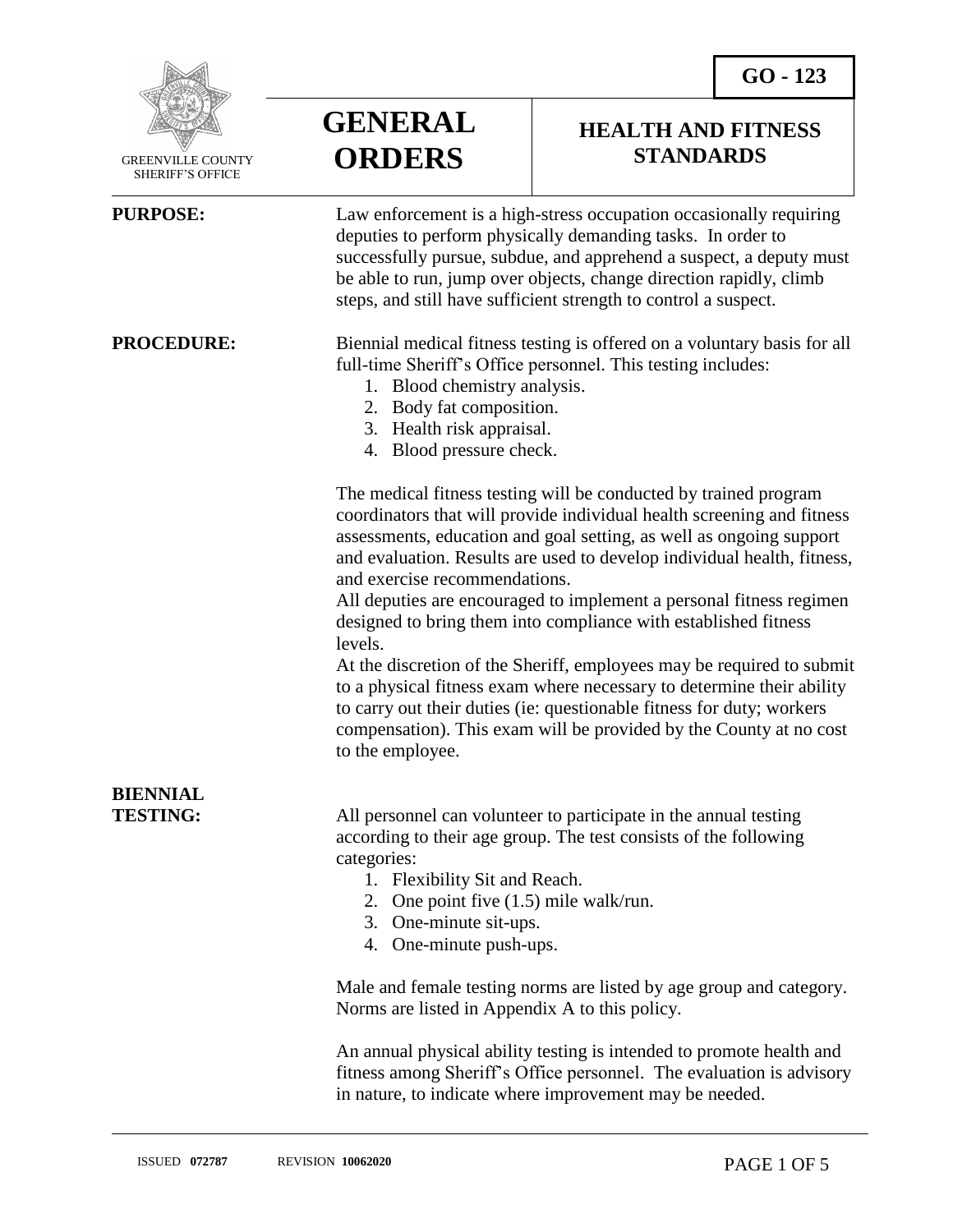GREENVILLE COUNTY SHERIFF'S OFFICE

# GENERAL ORDERS

## GO - 123

## HEALTH AND FITNESS STANDARDS

**PURPOSE:**

Law enforcement is a high-stress occupation occasionally requiring deputies to perform physically demanding tasks. In order to successfully pursue, subdue, and apprehend a suspect, a deputy must be able to run, jump over objects, change direction rapidly, climb steps, and still have sufficient strength to control a suspect.

**PROCEDURE:**

Biennial medical fitness testing is offered on a voluntary basis for all full-time Sheriff's Office personnel. This testing includes:

1. Blood chemistry analysis.
2. Body fat composition.
3. Health risk appraisal.
4. Blood pressure check.

The medical fitness testing will be conducted by trained program coordinators that will provide individual health screening and fitness assessments, education and goal setting, as well as ongoing support and evaluation. Results are used to develop individual health, fitness, and exercise recommendations.

All deputies are encouraged to implement a personal fitness regimen designed to bring them into compliance with established fitness levels.

At the discretion of the Sheriff, employees may be required to submit to a physical fitness exam where necessary to determine their ability to carry out their duties (ie: questionable fitness for duty; workers compensation). This exam will be provided by the County at no cost to the employee.

**BIENNIAL TESTING:**

All personnel can volunteer to participate in the annual testing according to their age group. The test consists of the following categories:

1. Flexibility Sit and Reach.
2. One point five (1.5) mile walk/run.
3. One-minute sit-ups.
4. One-minute push-ups.

Male and female testing norms are listed by age group and category. Norms are listed in Appendix A to this policy.

An annual physical ability testing is intended to promote health and fitness among Sheriff's Office personnel. The evaluation is advisory in nature, to indicate where improvement may be needed.

ISSUED **072787** REVISION **10062020**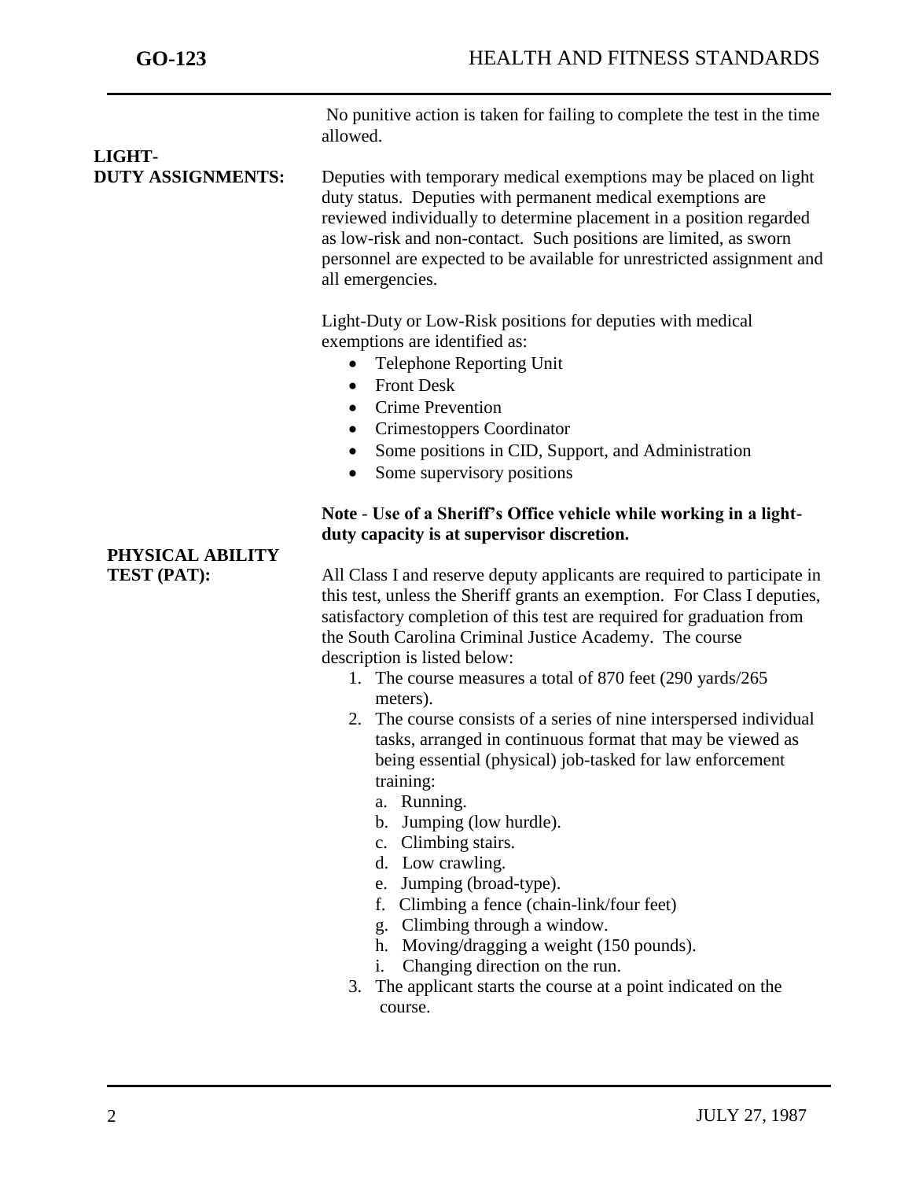No punitive action is taken for failing to complete the test in the time allowed.

**LIGHT-DUTY ASSIGNMENTS:**

Deputies with temporary medical exemptions may be placed on light duty status. Deputies with permanent medical exemptions are reviewed individually to determine placement in a position regarded as low-risk and non-contact. Such positions are limited, as sworn personnel are expected to be available for unrestricted assignment and all emergencies.

Light-Duty or Low-Risk positions for deputies with medical exemptions are identified as:

- Telephone Reporting Unit
- Front Desk
- Crime Prevention
- Crimestoppers Coordinator
- Some positions in CID, Support, and Administration
- Some supervisory positions

**Note - Use of a Sheriff's Office vehicle while working in a light-duty capacity is at supervisor discretion.**

**PHYSICAL ABILITY TEST (PAT):**

All Class I and reserve deputy applicants are required to participate in this test, unless the Sheriff grants an exemption. For Class I deputies, satisfactory completion of this test are required for graduation from the South Carolina Criminal Justice Academy. The course description is listed below:

1. The course measures a total of 870 feet (290 yards/265 meters).
2. The course consists of a series of nine interspersed individual tasks, arranged in continuous format that may be viewed as being essential (physical) job-tasked for law enforcement training:
   a. Running.
   b. Jumping (low hurdle).
   c. Climbing stairs.
   d. Low crawling.
   e. Jumping (broad-type).
   f. Climbing a fence (chain-link/four feet)
   g. Climbing through a window.
   h. Moving/dragging a weight (150 pounds).
   i. Changing direction on the run.
3. The applicant starts the course at a point indicated on the course.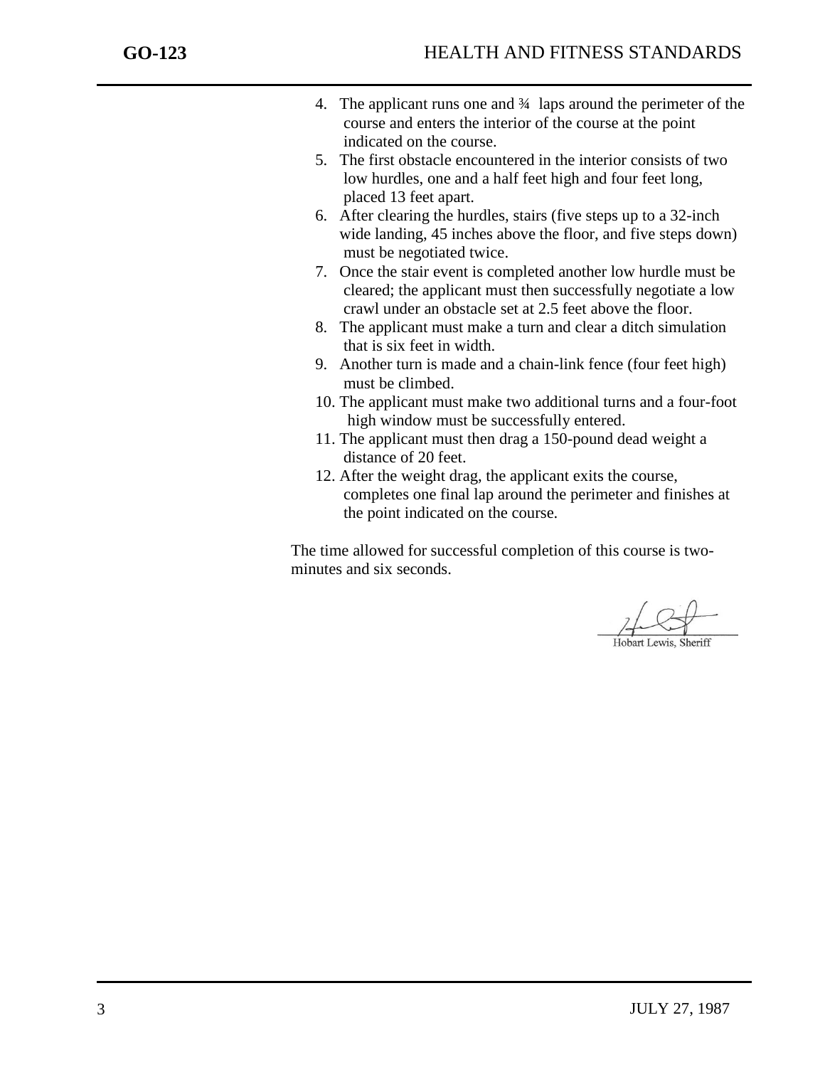4. The applicant runs one and ¾ laps around the perimeter of the course and enters the interior of the course at the point indicated on the course.
5. The first obstacle encountered in the interior consists of two low hurdles, one and a half feet high and four feet long, placed 13 feet apart.
6. After clearing the hurdles, stairs (five steps up to a 32-inch wide landing, 45 inches above the floor, and five steps down) must be negotiated twice.
7. Once the stair event is completed another low hurdle must be cleared; the applicant must then successfully negotiate a low crawl under an obstacle set at 2.5 feet above the floor.
8. The applicant must make a turn and clear a ditch simulation that is six feet in width.
9. Another turn is made and a chain-link fence (four feet high) must be climbed.
10. The applicant must make two additional turns and a four-foot high window must be successfully entered.
11. The applicant must then drag a 150-pound dead weight a distance of 20 feet.
12. After the weight drag, the applicant exits the course, completes one final lap around the perimeter and finishes at the point indicated on the course.

The time allowed for successful completion of this course is two-minutes and six seconds.

Hobart Lewis, Sheriff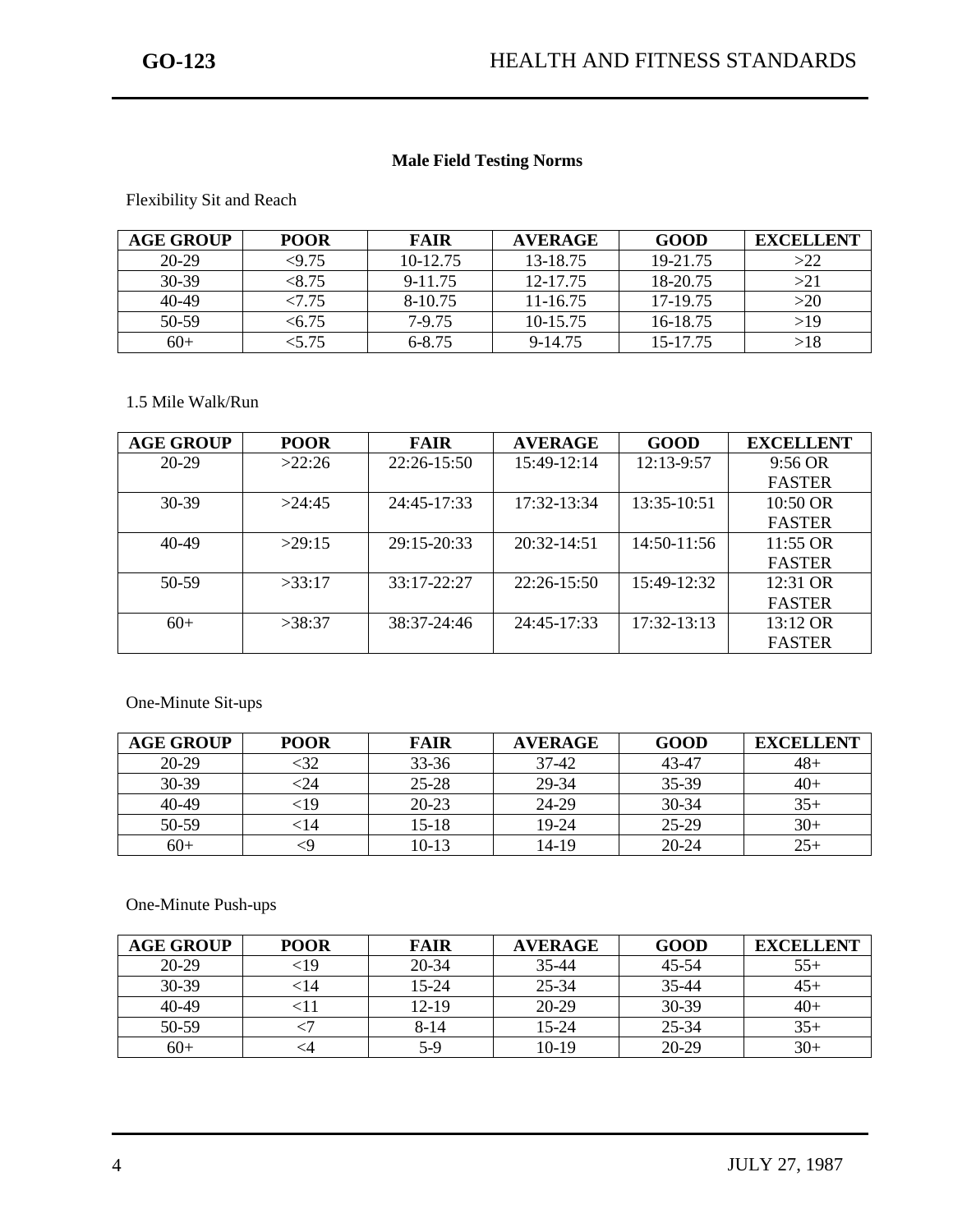## Male Field Testing Norms

Flexibility Sit and Reach

| AGE GROUP | POOR | FAIR | AVERAGE | GOOD | EXCELLENT |
|---|---|---|---|---|---|
| 20-29 | <9.75 | 10-12.75 | 13-18.75 | 19-21.75 | >22 |
| 30-39 | <8.75 | 9-11.75 | 12-17.75 | 18-20.75 | >21 |
| 40-49 | <7.75 | 8-10.75 | 11-16.75 | 17-19.75 | >20 |
| 50-59 | <6.75 | 7-9.75 | 10-15.75 | 16-18.75 | >19 |
| 60+ | <5.75 | 6-8.75 | 9-14.75 | 15-17.75 | >18 |

1.5 Mile Walk/Run

| AGE GROUP | POOR | FAIR | AVERAGE | GOOD | EXCELLENT |
|---|---|---|---|---|---|
| 20-29 | >22:26 | 22:26-15:50 | 15:49-12:14 | 12:13-9:57 | 9:56 OR FASTER |
| 30-39 | >24:45 | 24:45-17:33 | 17:32-13:34 | 13:35-10:51 | 10:50 OR FASTER |
| 40-49 | >29:15 | 29:15-20:33 | 20:32-14:51 | 14:50-11:56 | 11:55 OR FASTER |
| 50-59 | >33:17 | 33:17-22:27 | 22:26-15:50 | 15:49-12:32 | 12:31 OR FASTER |
| 60+ | >38:37 | 38:37-24:46 | 24:45-17:33 | 17:32-13:13 | 13:12 OR FASTER |

One-Minute Sit-ups

| AGE GROUP | POOR | FAIR | AVERAGE | GOOD | EXCELLENT |
|---|---|---|---|---|---|
| 20-29 | <32 | 33-36 | 37-42 | 43-47 | 48+ |
| 30-39 | <24 | 25-28 | 29-34 | 35-39 | 40+ |
| 40-49 | <19 | 20-23 | 24-29 | 30-34 | 35+ |
| 50-59 | <14 | 15-18 | 19-24 | 25-29 | 30+ |
| 60+ | <9 | 10-13 | 14-19 | 20-24 | 25+ |

One-Minute Push-ups

| AGE GROUP | POOR | FAIR | AVERAGE | GOOD | EXCELLENT |
|---|---|---|---|---|---|
| 20-29 | <19 | 20-34 | 35-44 | 45-54 | 55+ |
| 30-39 | <14 | 15-24 | 25-34 | 35-44 | 45+ |
| 40-49 | <11 | 12-19 | 20-29 | 30-39 | 40+ |
| 50-59 | <7 | 8-14 | 15-24 | 25-34 | 35+ |
| 60+ | <4 | 5-9 | 10-19 | 20-29 | 30+ |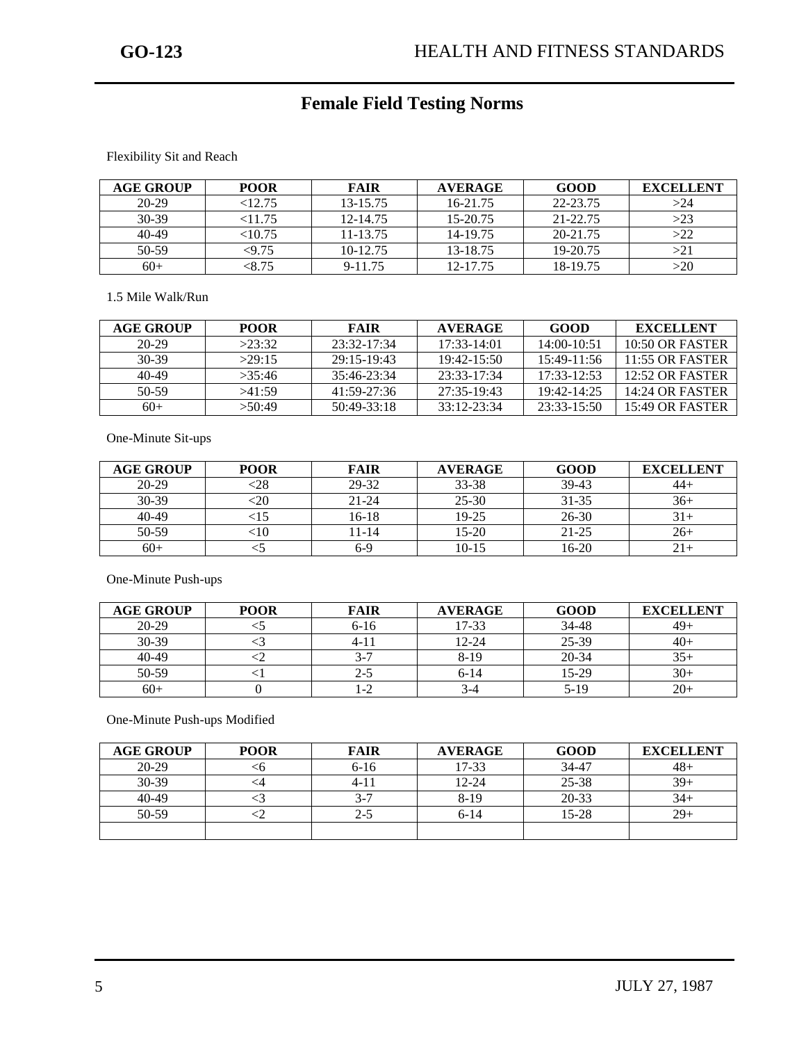## Female Field Testing Norms

Flexibility Sit and Reach

| AGE GROUP | POOR | FAIR | AVERAGE | GOOD | EXCELLENT |
|---|---|---|---|---|---|
| 20-29 | <12.75 | 13-15.75 | 16-21.75 | 22-23.75 | >24 |
| 30-39 | <11.75 | 12-14.75 | 15-20.75 | 21-22.75 | >23 |
| 40-49 | <10.75 | 11-13.75 | 14-19.75 | 20-21.75 | >22 |
| 50-59 | <9.75 | 10-12.75 | 13-18.75 | 19-20.75 | >21 |
| 60+ | <8.75 | 9-11.75 | 12-17.75 | 18-19.75 | >20 |

1.5 Mile Walk/Run

| AGE GROUP | POOR | FAIR | AVERAGE | GOOD | EXCELLENT |
|---|---|---|---|---|---|
| 20-29 | >23:32 | 23:32-17:34 | 17:33-14:01 | 14:00-10:51 | 10:50 OR FASTER |
| 30-39 | >29:15 | 29:15-19:43 | 19:42-15:50 | 15:49-11:56 | 11:55 OR FASTER |
| 40-49 | >35:46 | 35:46-23:34 | 23:33-17:34 | 17:33-12:53 | 12:52 OR FASTER |
| 50-59 | >41:59 | 41:59-27:36 | 27:35-19:43 | 19:42-14:25 | 14:24 OR FASTER |
| 60+ | >50:49 | 50:49-33:18 | 33:12-23:34 | 23:33-15:50 | 15:49 OR FASTER |

One-Minute Sit-ups

| AGE GROUP | POOR | FAIR | AVERAGE | GOOD | EXCELLENT |
|---|---|---|---|---|---|
| 20-29 | <28 | 29-32 | 33-38 | 39-43 | 44+ |
| 30-39 | <20 | 21-24 | 25-30 | 31-35 | 36+ |
| 40-49 | <15 | 16-18 | 19-25 | 26-30 | 31+ |
| 50-59 | <10 | 11-14 | 15-20 | 21-25 | 26+ |
| 60+ | <5 | 6-9 | 10-15 | 16-20 | 21+ |

One-Minute Push-ups

| AGE GROUP | POOR | FAIR | AVERAGE | GOOD | EXCELLENT |
|---|---|---|---|---|---|
| 20-29 | <5 | 6-16 | 17-33 | 34-48 | 49+ |
| 30-39 | <3 | 4-11 | 12-24 | 25-39 | 40+ |
| 40-49 | <2 | 3-7 | 8-19 | 20-34 | 35+ |
| 50-59 | <1 | 2-5 | 6-14 | 15-29 | 30+ |
| 60+ | 0 | 1-2 | 3-4 | 5-19 | 20+ |

One-Minute Push-ups Modified

| AGE GROUP | POOR | FAIR | AVERAGE | GOOD | EXCELLENT |
|---|---|---|---|---|---|
| 20-29 | <6 | 6-16 | 17-33 | 34-47 | 48+ |
| 30-39 | <4 | 4-11 | 12-24 | 25-38 | 39+ |
| 40-49 | <3 | 3-7 | 8-19 | 20-33 | 34+ |
| 50-59 | <2 | 2-5 | 6-14 | 15-28 | 29+ |
| | | | | | |